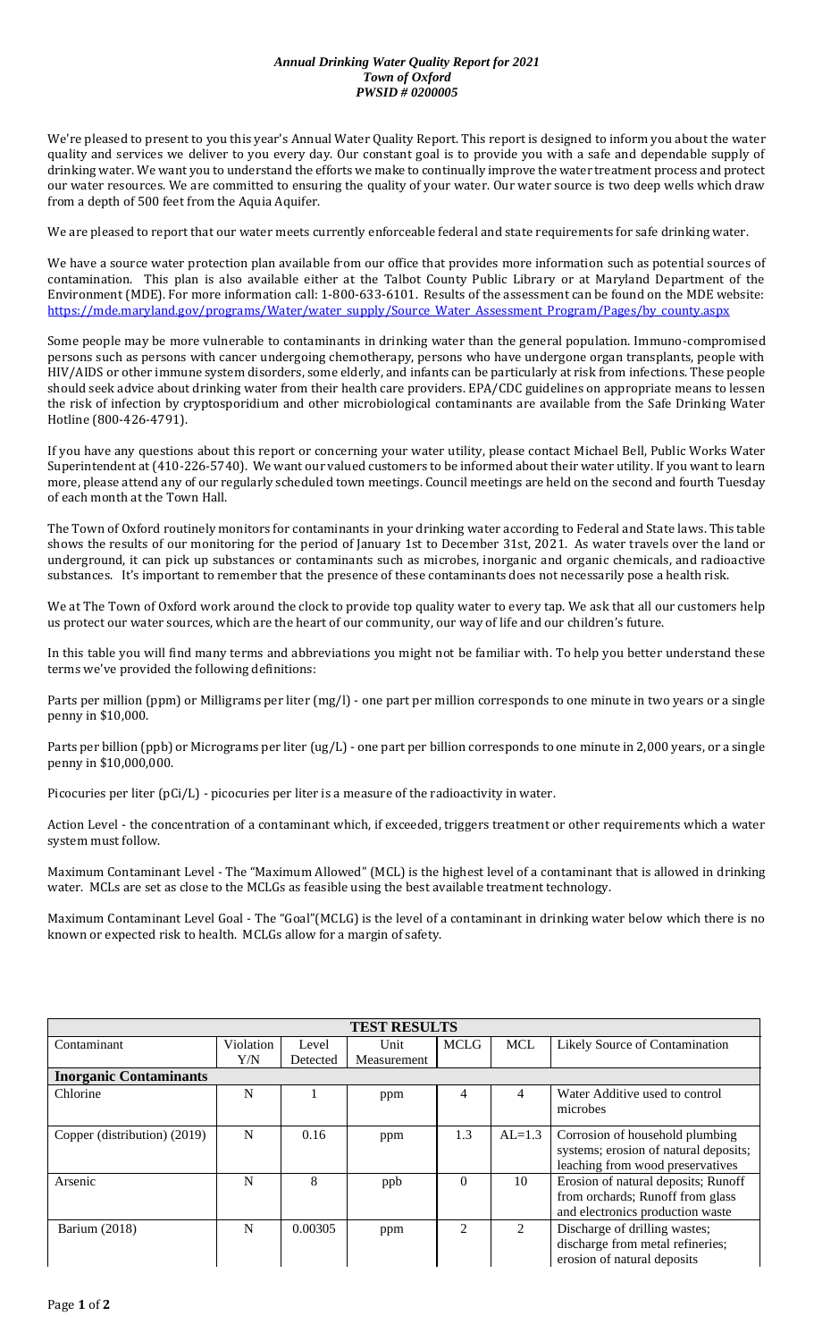***Annual Drinking Water Quality Report for 2021***
***Town of Oxford***
***PWSID # 0200005***

We're pleased to present to you this year's Annual Water Quality Report. This report is designed to inform you about the water quality and services we deliver to you every day. Our constant goal is to provide you with a safe and dependable supply of drinking water. We want you to understand the efforts we make to continually improve the water treatment process and protect our water resources. We are committed to ensuring the quality of your water. Our water source is two deep wells which draw from a depth of 500 feet from the Aquia Aquifer.

We are pleased to report that our water meets currently enforceable federal and state requirements for safe drinking water.

We have a source water protection plan available from our office that provides more information such as potential sources of contamination. This plan is also available either at the Talbot County Public Library or at Maryland Department of the Environment (MDE). For more information call: 1-800-633-6101. Results of the assessment can be found on the MDE website: https://mde.maryland.gov/programs/Water/water_supply/Source_Water_Assessment_Program/Pages/by_county.aspx

Some people may be more vulnerable to contaminants in drinking water than the general population. Immuno-compromised persons such as persons with cancer undergoing chemotherapy, persons who have undergone organ transplants, people with HIV/AIDS or other immune system disorders, some elderly, and infants can be particularly at risk from infections. These people should seek advice about drinking water from their health care providers. EPA/CDC guidelines on appropriate means to lessen the risk of infection by cryptosporidium and other microbiological contaminants are available from the Safe Drinking Water Hotline (800-426-4791).

If you have any questions about this report or concerning your water utility, please contact Michael Bell, Public Works Water Superintendent at (410-226-5740). We want our valued customers to be informed about their water utility. If you want to learn more, please attend any of our regularly scheduled town meetings. Council meetings are held on the second and fourth Tuesday of each month at the Town Hall.

The Town of Oxford routinely monitors for contaminants in your drinking water according to Federal and State laws. This table shows the results of our monitoring for the period of January 1st to December 31st, 2021. As water travels over the land or underground, it can pick up substances or contaminants such as microbes, inorganic and organic chemicals, and radioactive substances. It's important to remember that the presence of these contaminants does not necessarily pose a health risk.

We at The Town of Oxford work around the clock to provide top quality water to every tap. We ask that all our customers help us protect our water sources, which are the heart of our community, our way of life and our children's future.

In this table you will find many terms and abbreviations you might not be familiar with. To help you better understand these terms we've provided the following definitions:

Parts per million (ppm) or Milligrams per liter (mg/l) - one part per million corresponds to one minute in two years or a single penny in $10,000.

Parts per billion (ppb) or Micrograms per liter (ug/L) - one part per billion corresponds to one minute in 2,000 years, or a single penny in $10,000,000.

Picocuries per liter (pCi/L) - picocuries per liter is a measure of the radioactivity in water.

Action Level - the concentration of a contaminant which, if exceeded, triggers treatment or other requirements which a water system must follow.

Maximum Contaminant Level - The "Maximum Allowed" (MCL) is the highest level of a contaminant that is allowed in drinking water. MCLs are set as close to the MCLGs as feasible using the best available treatment technology.

Maximum Contaminant Level Goal - The "Goal"(MCLG) is the level of a contaminant in drinking water below which there is no known or expected risk to health. MCLGs allow for a margin of safety.

| **TEST RESULTS** | | | | | | |
|---|---|---|---|---|---|---|
| Contaminant | Violation Y/N | Level Detected | Unit Measurement | MCLG | MCL | Likely Source of Contamination |
| **Inorganic Contaminants** | | | | | | |
| Chlorine | N | 1 | ppm | 4 | 4 | Water Additive used to control microbes |
| Copper (distribution) (2019) | N | 0.16 | ppm | 1.3 | AL=1.3 | Corrosion of household plumbing systems; erosion of natural deposits; leaching from wood preservatives |
| Arsenic | N | 8 | ppb | 0 | 10 | Erosion of natural deposits; Runoff from orchards; Runoff from glass and electronics production waste |
| Barium (2018) | N | 0.00305 | ppm | 2 | 2 | Discharge of drilling wastes; discharge from metal refineries; erosion of natural deposits |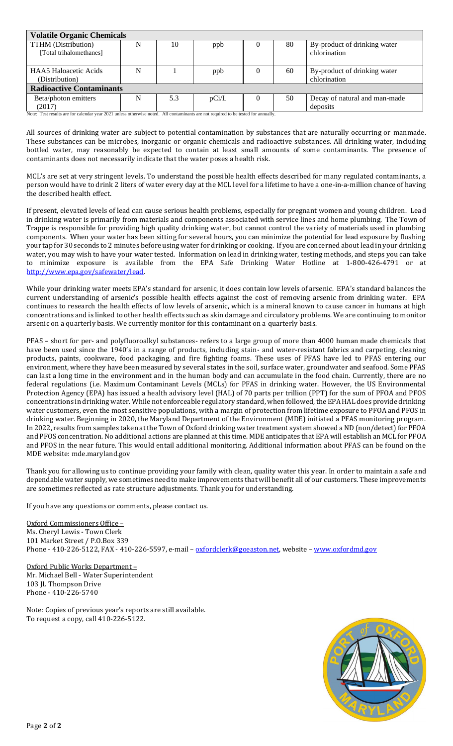| Volatile Organic Chemicals | | | | | | |
|---|---|---|---|---|---|---|
| TTHM (Distribution) [Total trihalomethanes] | N | 10 | ppb | 0 | 80 | By-product of drinking water chlorination |
| HAA5 Haloacetic Acids (Distribution) | N | 1 | ppb | 0 | 60 | By-product of drinking water chlorination |
| **Radioactive Contaminants** | | | | | | |
| Beta/photon emitters (2017) | N | 5.3 | pCi/L | 0 | 50 | Decay of natural and man-made deposits |

Note: Test results are for calendar year 2021 unless otherwise noted. All contaminants are not required to be tested for annually.

All sources of drinking water are subject to potential contamination by substances that are naturally occurring or manmade. These substances can be microbes, inorganic or organic chemicals and radioactive substances. All drinking water, including bottled water, may reasonably be expected to contain at least small amounts of some contaminants. The presence of contaminants does not necessarily indicate that the water poses a health risk.

MCL's are set at very stringent levels. To understand the possible health effects described for many regulated contaminants, a person would have to drink 2 liters of water every day at the MCL level for a lifetime to have a one-in-a-million chance of having the described health effect.

If present, elevated levels of lead can cause serious health problems, especially for pregnant women and young children. Lead in drinking water is primarily from materials and components associated with service lines and home plumbing. The Town of Trappe is responsible for providing high quality drinking water, but cannot control the variety of materials used in plumbing components. When your water has been sitting for several hours, you can minimize the potential for lead exposure by flushing your tap for 30 seconds to 2 minutes before using water for drinking or cooking. If you are concerned about lead in your drinking water, you may wish to have your water tested. Information on lead in drinking water, testing methods, and steps you can take to minimize exposure is available from the EPA Safe Drinking Water Hotline at 1-800-426-4791 or at http://www.epa.gov/safewater/lead.

While your drinking water meets EPA's standard for arsenic, it does contain low levels of arsenic. EPA's standard balances the current understanding of arsenic's possible health effects against the cost of removing arsenic from drinking water. EPA continues to research the health effects of low levels of arsenic, which is a mineral known to cause cancer in humans at high concentrations and is linked to other health effects such as skin damage and circulatory problems. We are continuing to monitor arsenic on a quarterly basis. We currently monitor for this contaminant on a quarterly basis.

PFAS – short for per- and polyfluoroalkyl substances- refers to a large group of more than 4000 human made chemicals that have been used since the 1940's in a range of products, including stain- and water-resistant fabrics and carpeting, cleaning products, paints, cookware, food packaging, and fire fighting foams. These uses of PFAS have led to PFAS entering our environment, where they have been measured by several states in the soil, surface water, groundwater and seafood. Some PFAS can last a long time in the environment and in the human body and can accumulate in the food chain. Currently, there are no federal regulations (i.e. Maximum Contaminant Levels (MCLs) for PFAS in drinking water. However, the US Environmental Protection Agency (EPA) has issued a health advisory level (HAL) of 70 parts per trillion (PPT) for the sum of PFOA and PFOS concentrations in drinking water. While not enforceable regulatory standard, when followed, the EPA HAL does provide drinking water customers, even the most sensitive populations, with a margin of protection from lifetime exposure to PFOA and PFOS in drinking water. Beginning in 2020, the Maryland Department of the Environment (MDE) initiated a PFAS monitoring program. In 2022, results from samples taken at the Town of Oxford drinking water treatment system showed a ND (non/detect) for PFOA and PFOS concentration. No additional actions are planned at this time. MDE anticipates that EPA will establish an MCL for PFOA and PFOS in the near future. This would entail additional monitoring. Additional information about PFAS can be found on the MDE website: mde.maryland.gov

Thank you for allowing us to continue providing your family with clean, quality water this year. In order to maintain a safe and dependable water supply, we sometimes need to make improvements that will benefit all of our customers. These improvements are sometimes reflected as rate structure adjustments. Thank you for understanding.

If you have any questions or comments, please contact us.

Oxford Commissioners Office –
Ms. Cheryl Lewis - Town Clerk
101 Market Street / P.O.Box 339
Phone - 410-226-5122, FAX - 410-226-5597, e-mail – oxfordclerk@goeaston.net, website – www.oxfordmd.gov

Oxford Public Works Department –
Mr. Michael Bell - Water Superintendent
103 JL Thompson Drive
Phone - 410-226-5740

Note: Copies of previous year's reports are still available.
To request a copy, call 410-226-5122.